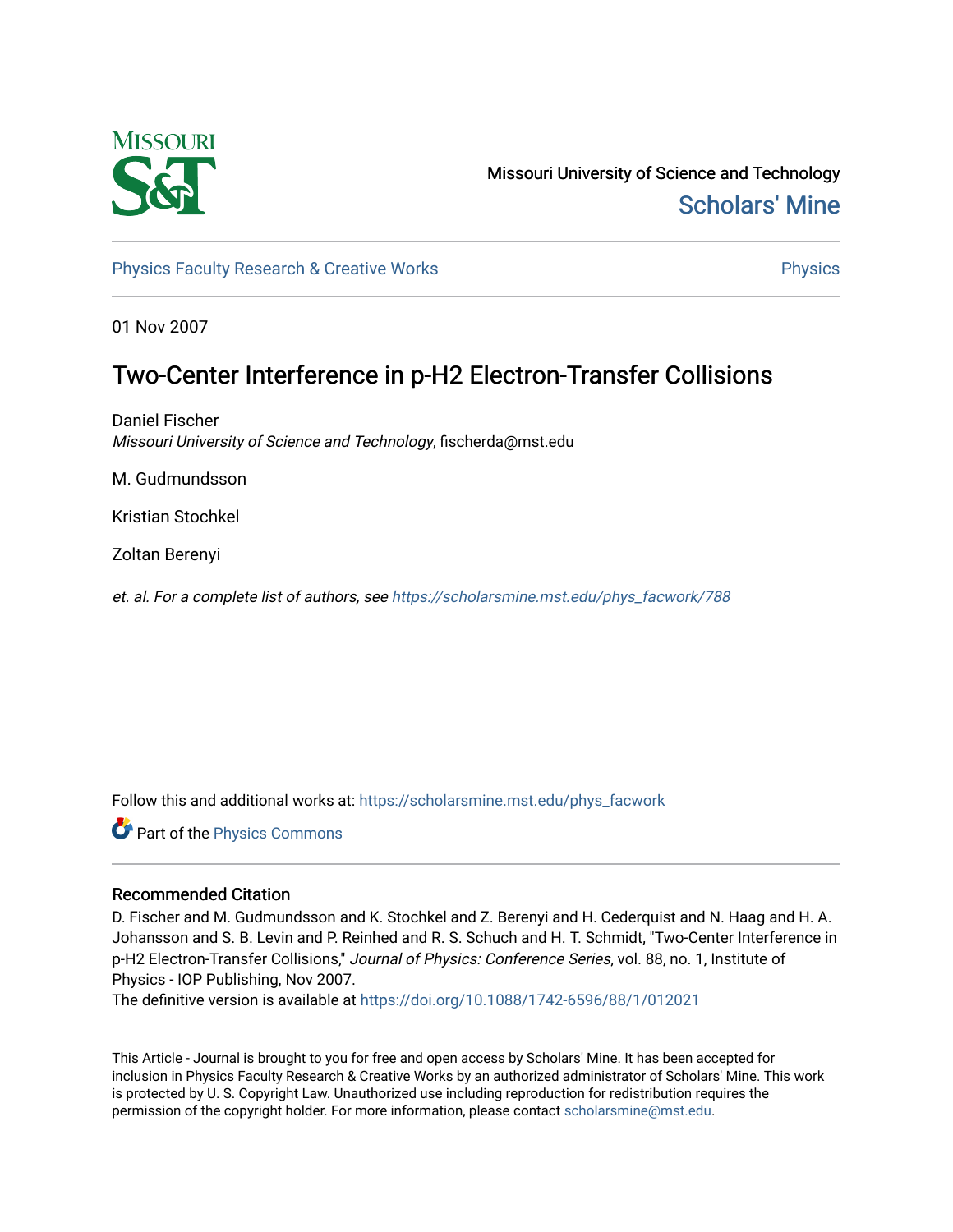Missouri University of Science and Technology

Scholars' Mine

Physics Faculty Research & Creative Works

Physics

01 Nov 2007

# Two-Center Interference in p-H2 Electron-Transfer Collisions

Daniel Fischer
*Missouri University of Science and Technology*, fischerda@mst.edu

M. Gudmundsson

Kristian Stochkel

Zoltan Berenyi

*et. al. For a complete list of authors, see https://scholarsmine.mst.edu/phys_facwork/788*

Follow this and additional works at: https://scholarsmine.mst.edu/phys_facwork

Part of the Physics Commons

## Recommended Citation

D. Fischer and M. Gudmundsson and K. Stochkel and Z. Berenyi and H. Cederquist and N. Haag and H. A. Johansson and S. B. Levin and P. Reinhed and R. S. Schuch and H. T. Schmidt, "Two-Center Interference in p-H2 Electron-Transfer Collisions," *Journal of Physics: Conference Series*, vol. 88, no. 1, Institute of Physics - IOP Publishing, Nov 2007.

The definitive version is available at https://doi.org/10.1088/1742-6596/88/1/012021

This Article - Journal is brought to you for free and open access by Scholars' Mine. It has been accepted for inclusion in Physics Faculty Research & Creative Works by an authorized administrator of Scholars' Mine. This work is protected by U. S. Copyright Law. Unauthorized use including reproduction for redistribution requires the permission of the copyright holder. For more information, please contact scholarsmine@mst.edu.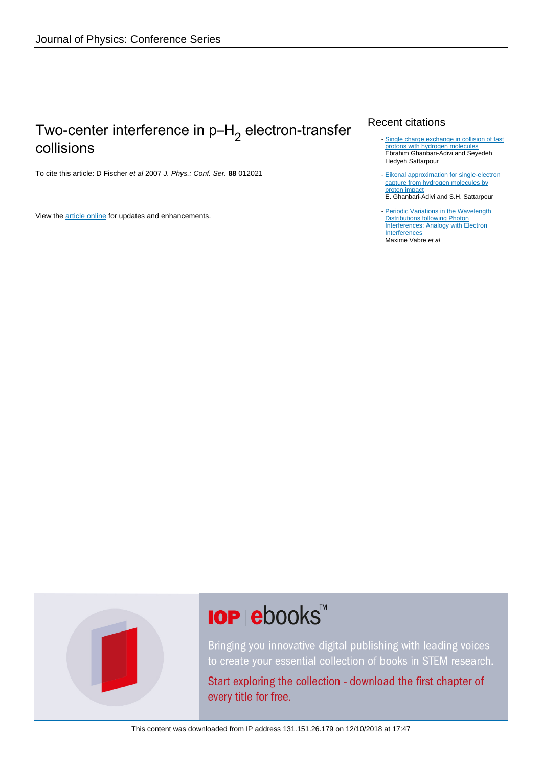# Two-center interference in p–$H_2$ electron-transfer collisions

To cite this article: D Fischer *et al* 2007 *J. Phys.: Conf. Ser.* **88** 012021

View the article online for updates and enhancements.

## Recent citations

- Single charge exchange in collision of fast protons with hydrogen molecules
  Ebrahim Ghanbari-Adivi and Seyedeh Hedyeh Sattarpour
- Eikonal approximation for single-electron capture from hydrogen molecules by proton impact
  E. Ghanbari-Adivi and S.H. Sattarpour
- Periodic Variations in the Wavelength Distributions following Photon Interferences: Analogy with Electron Interferences
  Maxime Vabre *et al*

**IOP ebooks™**

Bringing you innovative digital publishing with leading voices to create your essential collection of books in STEM research.

Start exploring the collection - download the first chapter of every title for free.

This content was downloaded from IP address 131.151.26.179 on 12/10/2018 at 17:47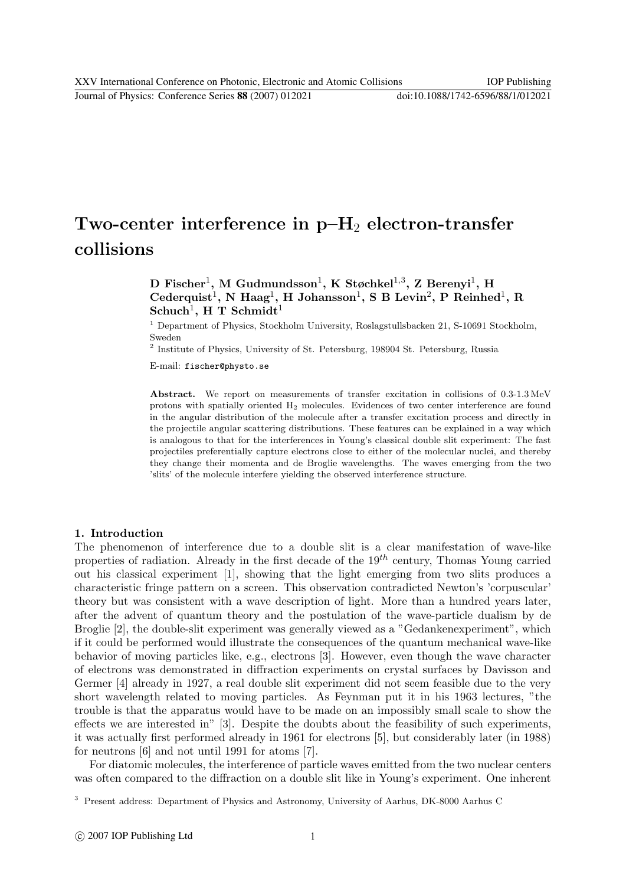# Two-center interference in p–$H_2$ electron-transfer collisions

**D Fischer[1], M Gudmundsson[1], K Støchkel[1,3], Z Berenyi[1], H Cederquist[1], N Haag[1], H Johansson[1], S B Levin[2], P Reinhed[1], R Schuch[1], H T Schmidt[1]**

[1] Department of Physics, Stockholm University, Roslagstullsbacken 21, S-10691 Stockholm, Sweden

[2] Institute of Physics, University of St. Petersburg, 198904 St. Petersburg, Russia

E-mail: fischer@physto.se

**Abstract.** We report on measurements of transfer excitation in collisions of 0.3-1.3 MeV protons with spatially oriented $H_2$ molecules. Evidences of two center interference are found in the angular distribution of the molecule after a transfer excitation process and directly in the projectile angular scattering distributions. These features can be explained in a way which is analogous to that for the interferences in Young's classical double slit experiment: The fast projectiles preferentially capture electrons close to either of the molecular nuclei, and thereby they change their momenta and de Broglie wavelengths. The waves emerging from the two 'slits' of the molecule interfere yielding the observed interference structure.

## 1. Introduction

The phenomenon of interference due to a double slit is a clear manifestation of wave-like properties of radiation. Already in the first decade of the $19^{th}$ century, Thomas Young carried out his classical experiment [1], showing that the light emerging from two slits produces a characteristic fringe pattern on a screen. This observation contradicted Newton's 'corpuscular' theory but was consistent with a wave description of light. More than a hundred years later, after the advent of quantum theory and the postulation of the wave-particle dualism by de Broglie [2], the double-slit experiment was generally viewed as a "Gedankenexperiment", which if it could be performed would illustrate the consequences of the quantum mechanical wave-like behavior of moving particles like, e.g., electrons [3]. However, even though the wave character of electrons was demonstrated in diffraction experiments on crystal surfaces by Davisson and Germer [4] already in 1927, a real double slit experiment did not seem feasible due to the very short wavelength related to moving particles. As Feynman put it in his 1963 lectures, "the trouble is that the apparatus would have to be made on an impossibly small scale to show the effects we are interested in" [3]. Despite the doubts about the feasibility of such experiments, it was actually first performed already in 1961 for electrons [5], but considerably later (in 1988) for neutrons [6] and not until 1991 for atoms [7].

For diatomic molecules, the interference of particle waves emitted from the two nuclear centers was often compared to the diffraction on a double slit like in Young's experiment. One inherent

[3] Present address: Department of Physics and Astronomy, University of Aarhus, DK-8000 Aarhus C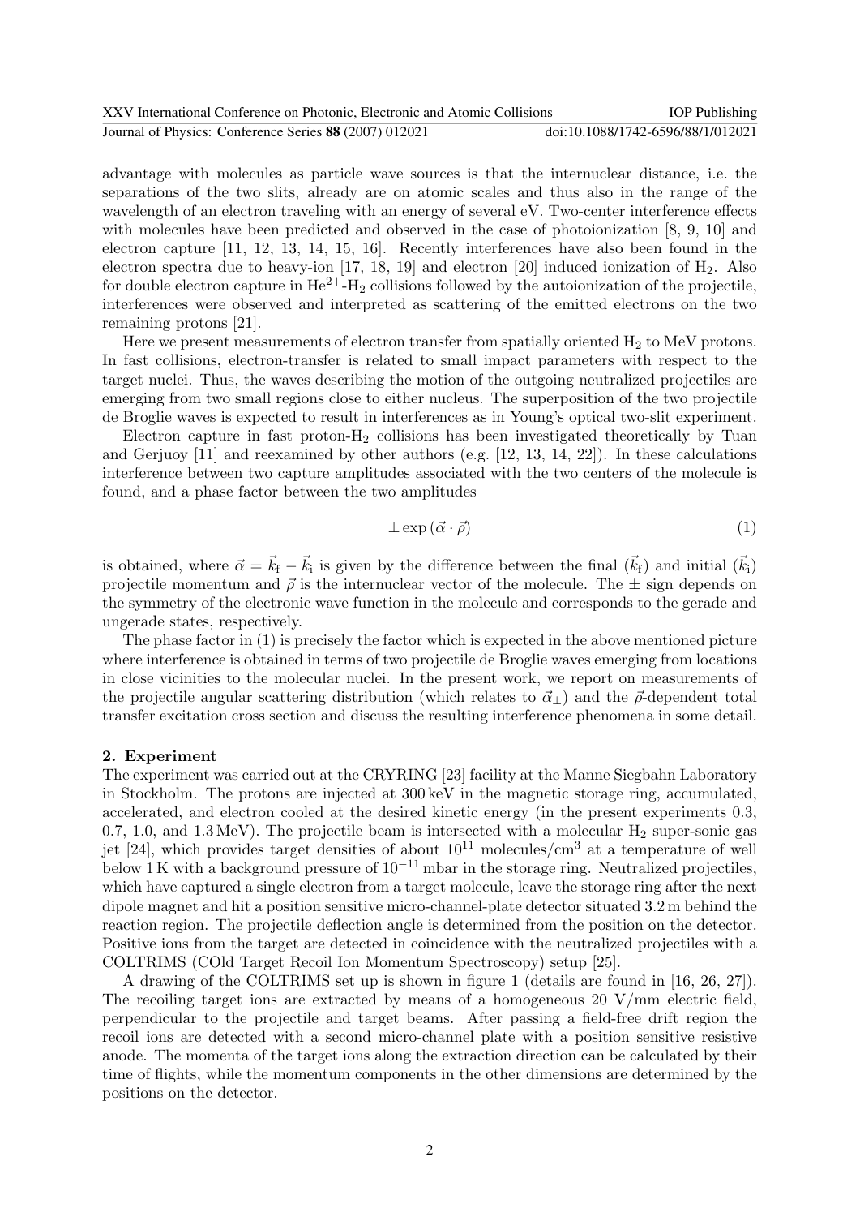advantage with molecules as particle wave sources is that the internuclear distance, i.e. the separations of the two slits, already are on atomic scales and thus also in the range of the wavelength of an electron traveling with an energy of several eV. Two-center interference effects with molecules have been predicted and observed in the case of photoionization [8, 9, 10] and electron capture [11, 12, 13, 14, 15, 16]. Recently interferences have also been found in the electron spectra due to heavy-ion [17, 18, 19] and electron [20] induced ionization of $H_2$. Also for double electron capture in $He^{2+}$-$H_2$ collisions followed by the autoionization of the projectile, interferences were observed and interpreted as scattering of the emitted electrons on the two remaining protons [21].

Here we present measurements of electron transfer from spatially oriented $H_2$ to MeV protons. In fast collisions, electron-transfer is related to small impact parameters with respect to the target nuclei. Thus, the waves describing the motion of the outgoing neutralized projectiles are emerging from two small regions close to either nucleus. The superposition of the two projectile de Broglie waves is expected to result in interferences as in Young's optical two-slit experiment.

Electron capture in fast proton-$H_2$ collisions has been investigated theoretically by Tuan and Gerjuoy [11] and reexamined by other authors (e.g. [12, 13, 14, 22]). In these calculations interference between two capture amplitudes associated with the two centers of the molecule is found, and a phase factor between the two amplitudes

$$\pm \exp(\vec{\alpha} \cdot \vec{\rho}) \tag{1}$$

is obtained, where $\vec{\alpha} = \vec{k}_\mathrm{f} - \vec{k}_\mathrm{i}$ is given by the difference between the final ($\vec{k}_\mathrm{f}$) and initial ($\vec{k}_\mathrm{i}$) projectile momentum and $\vec{\rho}$ is the internuclear vector of the molecule. The $\pm$ sign depends on the symmetry of the electronic wave function in the molecule and corresponds to the gerade and ungerade states, respectively.

The phase factor in (1) is precisely the factor which is expected in the above mentioned picture where interference is obtained in terms of two projectile de Broglie waves emerging from locations in close vicinities to the molecular nuclei. In the present work, we report on measurements of the projectile angular scattering distribution (which relates to $\vec{\alpha}_\perp$) and the $\vec{\rho}$-dependent total transfer excitation cross section and discuss the resulting interference phenomena in some detail.

## 2. Experiment

The experiment was carried out at the CRYRING [23] facility at the Manne Siegbahn Laboratory in Stockholm. The protons are injected at 300 keV in the magnetic storage ring, accumulated, accelerated, and electron cooled at the desired kinetic energy (in the present experiments 0.3, 0.7, 1.0, and 1.3 MeV). The projectile beam is intersected with a molecular $H_2$ super-sonic gas jet [24], which provides target densities of about $10^{11}$ molecules/cm$^3$ at a temperature of well below 1 K with a background pressure of $10^{-11}$ mbar in the storage ring. Neutralized projectiles, which have captured a single electron from a target molecule, leave the storage ring after the next dipole magnet and hit a position sensitive micro-channel-plate detector situated 3.2 m behind the reaction region. The projectile deflection angle is determined from the position on the detector. Positive ions from the target are detected in coincidence with the neutralized projectiles with a COLTRIMS (COld Target Recoil Ion Momentum Spectroscopy) setup [25].

A drawing of the COLTRIMS set up is shown in figure 1 (details are found in [16, 26, 27]). The recoiling target ions are extracted by means of a homogeneous 20 V/mm electric field, perpendicular to the projectile and target beams. After passing a field-free drift region the recoil ions are detected with a second micro-channel plate with a position sensitive resistive anode. The momenta of the target ions along the extraction direction can be calculated by their time of flights, while the momentum components in the other dimensions are determined by the positions on the detector.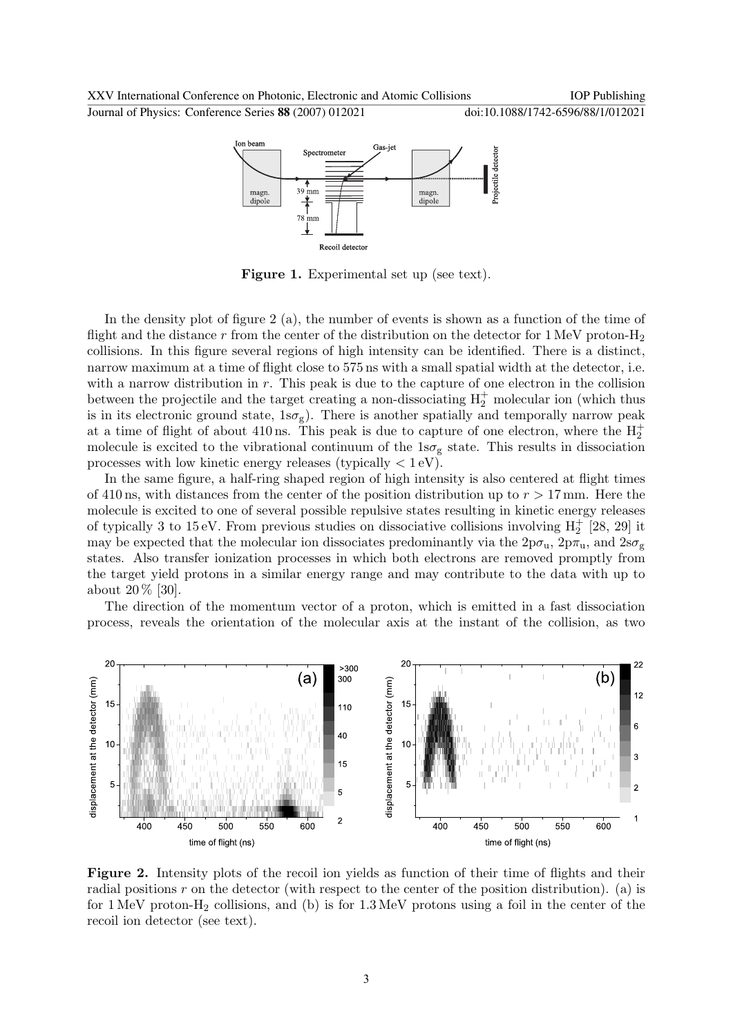Figure 1. Experimental set up (see text).

In the density plot of figure 2 (a), the number of events is shown as a function of the time of flight and the distance $r$ from the center of the distribution on the detector for 1 MeV proton-$H_2$ collisions. In this figure several regions of high intensity can be identified. There is a distinct, narrow maximum at a time of flight close to 575 ns with a small spatial width at the detector, i.e. with a narrow distribution in $r$. This peak is due to the capture of one electron in the collision between the projectile and the target creating a non-dissociating $H_2^+$ molecular ion (which thus is in its electronic ground state, $1s\sigma_g$). There is another spatially and temporally narrow peak at a time of flight of about 410 ns. This peak is due to capture of one electron, where the $H_2^+$ molecule is excited to the vibrational continuum of the $1s\sigma_g$ state. This results in dissociation processes with low kinetic energy releases (typically $< 1$ eV).

In the same figure, a half-ring shaped region of high intensity is also centered at flight times of 410 ns, with distances from the center of the position distribution up to $r > 17$ mm. Here the molecule is excited to one of several possible repulsive states resulting in kinetic energy releases of typically 3 to 15 eV. From previous studies on dissociative collisions involving $H_2^+$ [28, 29] it may be expected that the molecular ion dissociates predominantly via the $2p\sigma_u$, $2p\pi_u$, and $2s\sigma_g$ states. Also transfer ionization processes in which both electrons are removed promptly from the target yield protons in a similar energy range and may contribute to the data with up to about 20 % [30].

The direction of the momentum vector of a proton, which is emitted in a fast dissociation process, reveals the orientation of the molecular axis at the instant of the collision, as two

Figure 2. Intensity plots of the recoil ion yields as function of their time of flights and their radial positions $r$ on the detector (with respect to the center of the position distribution). (a) is for 1 MeV proton-$H_2$ collisions, and (b) is for 1.3 MeV protons using a foil in the center of the recoil ion detector (see text).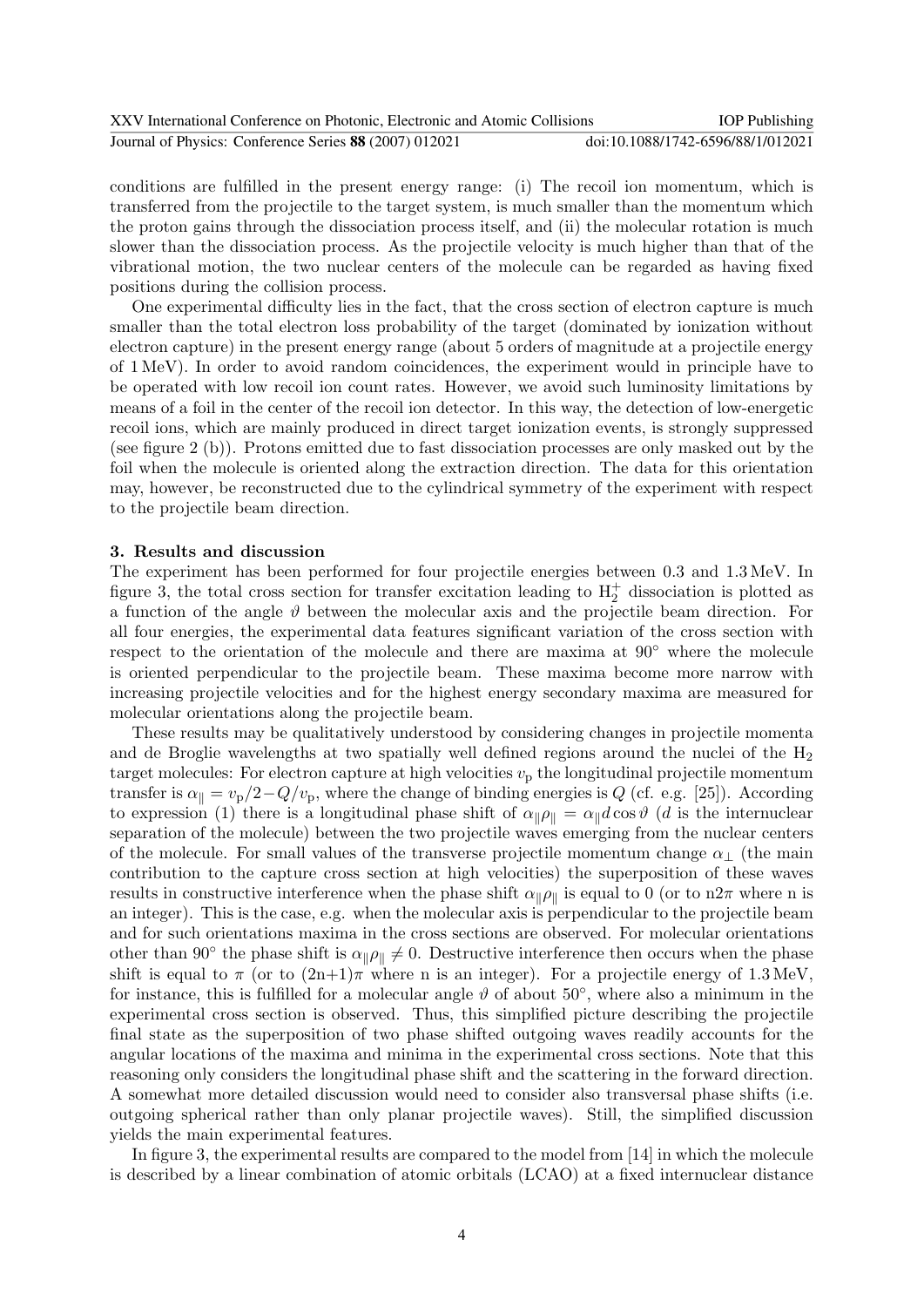conditions are fulfilled in the present energy range: (i) The recoil ion momentum, which is transferred from the projectile to the target system, is much smaller than the momentum which the proton gains through the dissociation process itself, and (ii) the molecular rotation is much slower than the dissociation process. As the projectile velocity is much higher than that of the vibrational motion, the two nuclear centers of the molecule can be regarded as having fixed positions during the collision process.

One experimental difficulty lies in the fact, that the cross section of electron capture is much smaller than the total electron loss probability of the target (dominated by ionization without electron capture) in the present energy range (about 5 orders of magnitude at a projectile energy of 1 MeV). In order to avoid random coincidences, the experiment would in principle have to be operated with low recoil ion count rates. However, we avoid such luminosity limitations by means of a foil in the center of the recoil ion detector. In this way, the detection of low-energetic recoil ions, which are mainly produced in direct target ionization events, is strongly suppressed (see figure 2 (b)). Protons emitted due to fast dissociation processes are only masked out by the foil when the molecule is oriented along the extraction direction. The data for this orientation may, however, be reconstructed due to the cylindrical symmetry of the experiment with respect to the projectile beam direction.

## 3. Results and discussion

The experiment has been performed for four projectile energies between 0.3 and 1.3 MeV. In figure 3, the total cross section for transfer excitation leading to $H_2^+$ dissociation is plotted as a function of the angle $\vartheta$ between the molecular axis and the projectile beam direction. For all four energies, the experimental data features significant variation of the cross section with respect to the orientation of the molecule and there are maxima at 90° where the molecule is oriented perpendicular to the projectile beam. These maxima become more narrow with increasing projectile velocities and for the highest energy secondary maxima are measured for molecular orientations along the projectile beam.

These results may be qualitatively understood by considering changes in projectile momenta and de Broglie wavelengths at two spatially well defined regions around the nuclei of the $H_2$ target molecules: For electron capture at high velocities $v_p$ the longitudinal projectile momentum transfer is $\alpha_\parallel = v_p/2 - Q/v_p$, where the change of binding energies is $Q$ (cf. e.g. [25]). According to expression (1) there is a longitudinal phase shift of $\alpha_\parallel \rho_\parallel = \alpha_\parallel d \cos\vartheta$ ($d$ is the internuclear separation of the molecule) between the two projectile waves emerging from the nuclear centers of the molecule. For small values of the transverse projectile momentum change $\alpha_\perp$ (the main contribution to the capture cross section at high velocities) the superposition of these waves results in constructive interference when the phase shift $\alpha_\parallel \rho_\parallel$ is equal to 0 (or to n$2\pi$ where n is an integer). This is the case, e.g. when the molecular axis is perpendicular to the projectile beam and for such orientations maxima in the cross sections are observed. For molecular orientations other than 90° the phase shift is $\alpha_\parallel \rho_\parallel \neq 0$. Destructive interference then occurs when the phase shift is equal to $\pi$ (or to (2n+1)$\pi$ where n is an integer). For a projectile energy of 1.3 MeV, for instance, this is fulfilled for a molecular angle $\vartheta$ of about 50°, where also a minimum in the experimental cross section is observed. Thus, this simplified picture describing the projectile final state as the superposition of two phase shifted outgoing waves readily accounts for the angular locations of the maxima and minima in the experimental cross sections. Note that this reasoning only considers the longitudinal phase shift and the scattering in the forward direction. A somewhat more detailed discussion would need to consider also transversal phase shifts (i.e. outgoing spherical rather than only planar projectile waves). Still, the simplified discussion yields the main experimental features.

In figure 3, the experimental results are compared to the model from [14] in which the molecule is described by a linear combination of atomic orbitals (LCAO) at a fixed internuclear distance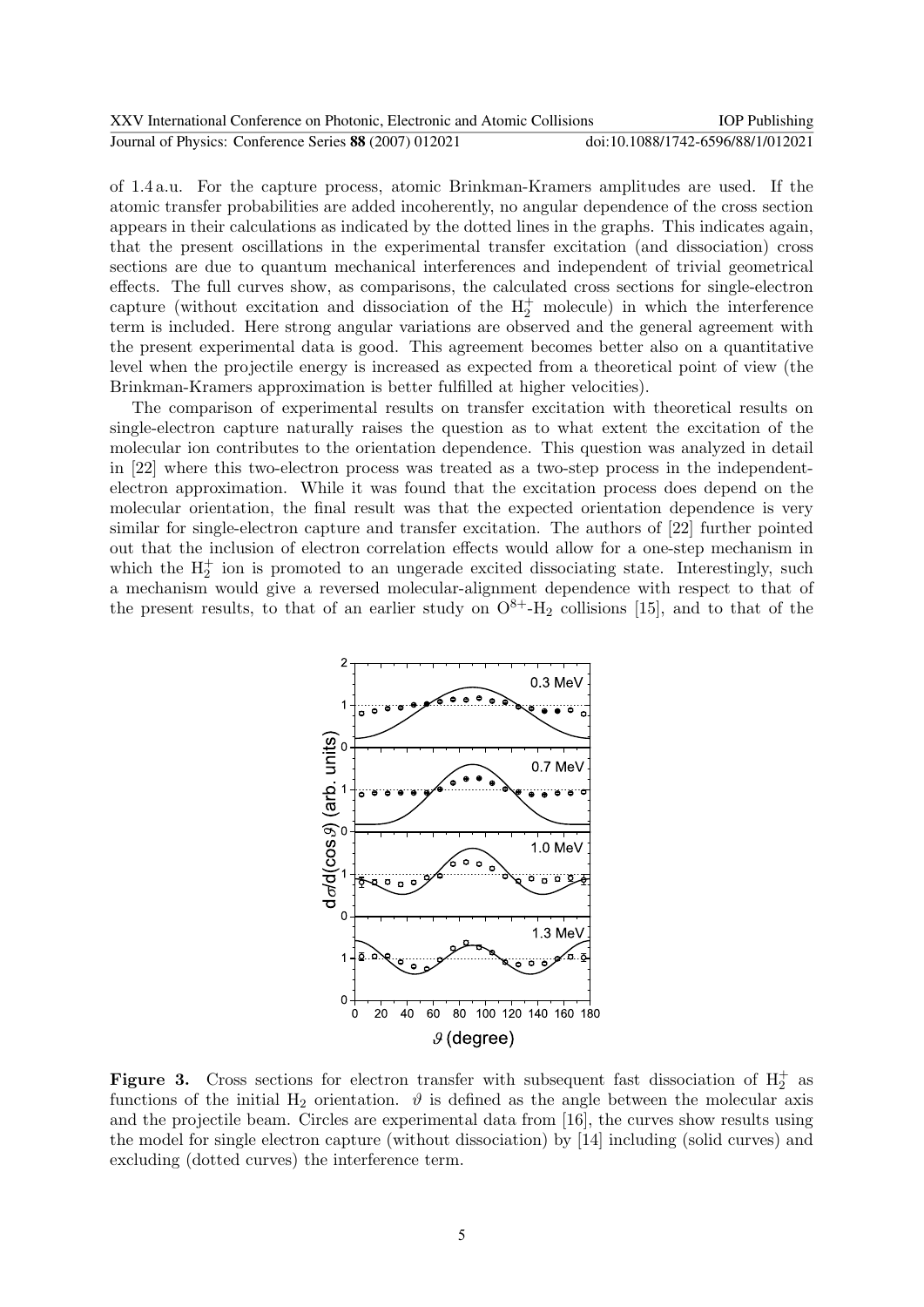of 1.4 a.u. For the capture process, atomic Brinkman-Kramers amplitudes are used. If the atomic transfer probabilities are added incoherently, no angular dependence of the cross section appears in their calculations as indicated by the dotted lines in the graphs. This indicates again, that the present oscillations in the experimental transfer excitation (and dissociation) cross sections are due to quantum mechanical interferences and independent of trivial geometrical effects. The full curves show, as comparisons, the calculated cross sections for single-electron capture (without excitation and dissociation of the $H_2^+$ molecule) in which the interference term is included. Here strong angular variations are observed and the general agreement with the present experimental data is good. This agreement becomes better also on a quantitative level when the projectile energy is increased as expected from a theoretical point of view (the Brinkman-Kramers approximation is better fulfilled at higher velocities).

The comparison of experimental results on transfer excitation with theoretical results on single-electron capture naturally raises the question as to what extent the excitation of the molecular ion contributes to the orientation dependence. This question was analyzed in detail in [22] where this two-electron process was treated as a two-step process in the independent-electron approximation. While it was found that the excitation process does depend on the molecular orientation, the final result was that the expected orientation dependence is very similar for single-electron capture and transfer excitation. The authors of [22] further pointed out that the inclusion of electron correlation effects would allow for a one-step mechanism in which the $H_2^+$ ion is promoted to an ungerade excited dissociating state. Interestingly, such a mechanism would give a reversed molecular-alignment dependence with respect to that of the present results, to that of an earlier study on $O^{8+}$-$H_2$ collisions [15], and to that of the

**Figure 3.** Cross sections for electron transfer with subsequent fast dissociation of $H_2^+$ as functions of the initial $H_2$ orientation. $\vartheta$ is defined as the angle between the molecular axis and the projectile beam. Circles are experimental data from [16], the curves show results using the model for single electron capture (without dissociation) by [14] including (solid curves) and excluding (dotted curves) the interference term.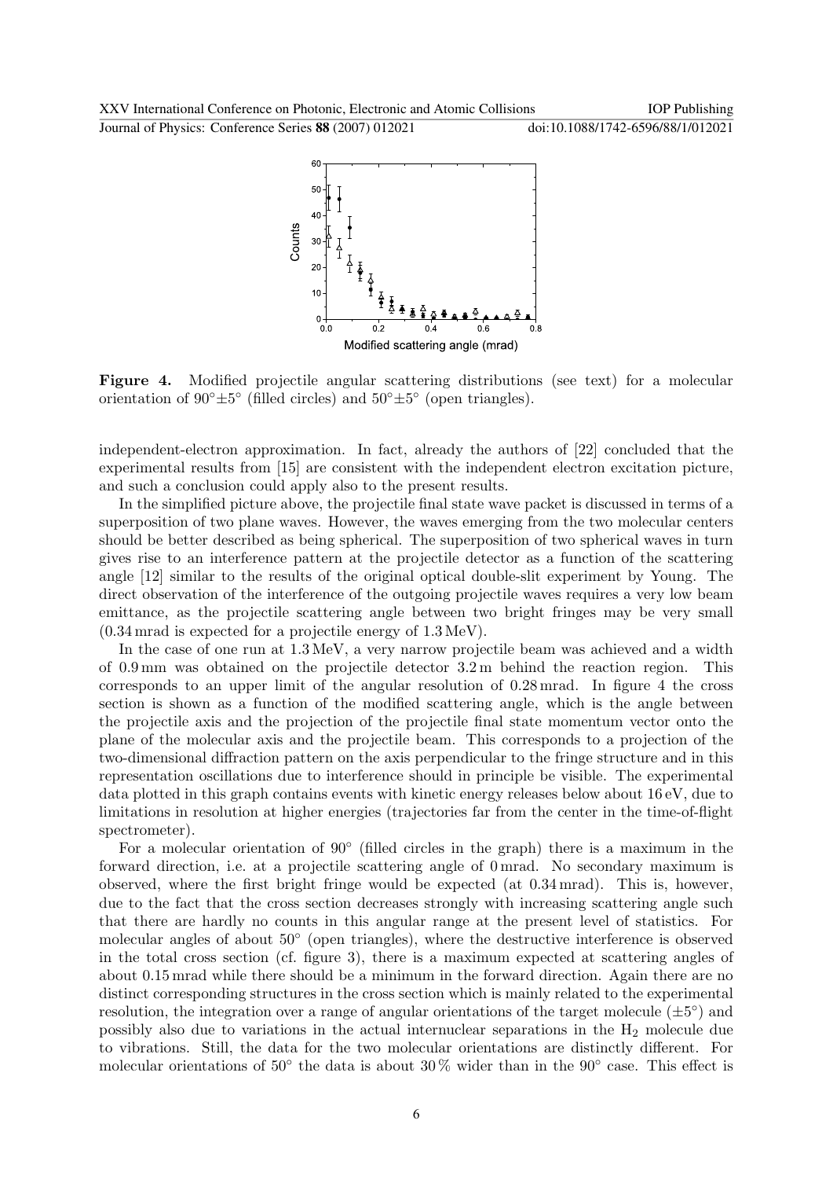**Figure 4.** Modified projectile angular scattering distributions (see text) for a molecular orientation of $90^\circ \pm 5^\circ$ (filled circles) and $50^\circ \pm 5^\circ$ (open triangles).

independent-electron approximation. In fact, already the authors of [22] concluded that the experimental results from [15] are consistent with the independent electron excitation picture, and such a conclusion could apply also to the present results.

In the simplified picture above, the projectile final state wave packet is discussed in terms of a superposition of two plane waves. However, the waves emerging from the two molecular centers should be better described as being spherical. The superposition of two spherical waves in turn gives rise to an interference pattern at the projectile detector as a function of the scattering angle [12] similar to the results of the original optical double-slit experiment by Young. The direct observation of the interference of the outgoing projectile waves requires a very low beam emittance, as the projectile scattering angle between two bright fringes may be very small (0.34 mrad is expected for a projectile energy of 1.3 MeV).

In the case of one run at 1.3 MeV, a very narrow projectile beam was achieved and a width of 0.9 mm was obtained on the projectile detector 3.2 m behind the reaction region. This corresponds to an upper limit of the angular resolution of 0.28 mrad. In figure 4 the cross section is shown as a function of the modified scattering angle, which is the angle between the projectile axis and the projection of the projectile final state momentum vector onto the plane of the molecular axis and the projectile beam. This corresponds to a projection of the two-dimensional diffraction pattern on the axis perpendicular to the fringe structure and in this representation oscillations due to interference should in principle be visible. The experimental data plotted in this graph contains events with kinetic energy releases below about 16 eV, due to limitations in resolution at higher energies (trajectories far from the center in the time-of-flight spectrometer).

For a molecular orientation of $90^\circ$ (filled circles in the graph) there is a maximum in the forward direction, i.e. at a projectile scattering angle of 0 mrad. No secondary maximum is observed, where the first bright fringe would be expected (at 0.34 mrad). This is, however, due to the fact that the cross section decreases strongly with increasing scattering angle such that there are hardly no counts in this angular range at the present level of statistics. For molecular angles of about $50^\circ$ (open triangles), where the destructive interference is observed in the total cross section (cf. figure 3), there is a maximum expected at scattering angles of about 0.15 mrad while there should be a minimum in the forward direction. Again there are no distinct corresponding structures in the cross section which is mainly related to the experimental resolution, the integration over a range of angular orientations of the target molecule ($\pm 5^\circ$) and possibly also due to variations in the actual internuclear separations in the $H_2$ molecule due to vibrations. Still, the data for the two molecular orientations are distinctly different. For molecular orientations of $50^\circ$ the data is about 30 % wider than in the $90^\circ$ case. This effect is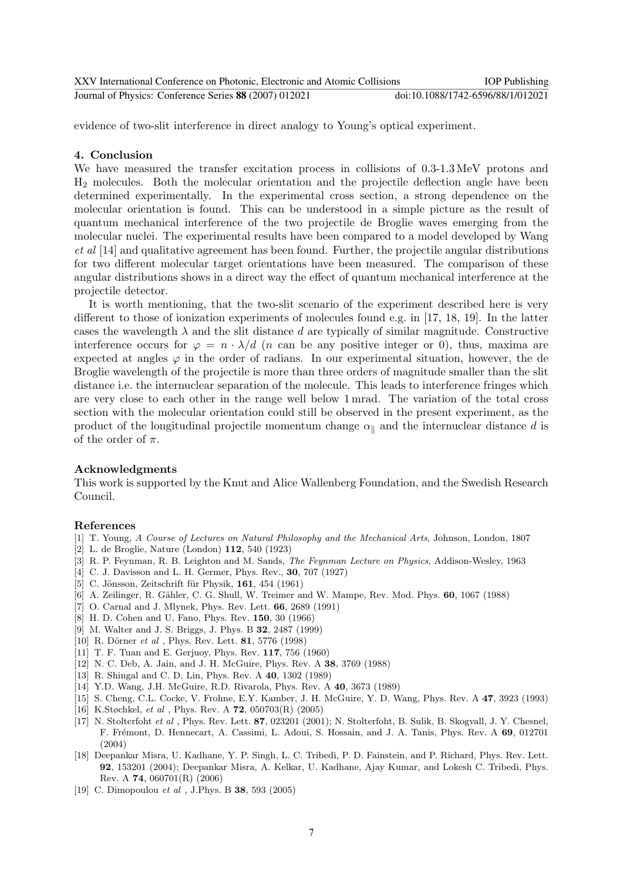evidence of two-slit interference in direct analogy to Young's optical experiment.

## 4. Conclusion

We have measured the transfer excitation process in collisions of 0.3-1.3 MeV protons and $H_2$ molecules. Both the molecular orientation and the projectile deflection angle have been determined experimentally. In the experimental cross section, a strong dependence on the molecular orientation is found. This can be understood in a simple picture as the result of quantum mechanical interference of the two projectile de Broglie waves emerging from the molecular nuclei. The experimental results have been compared to a model developed by Wang *et al* [14] and qualitative agreement has been found. Further, the projectile angular distributions for two different molecular target orientations have been measured. The comparison of these angular distributions shows in a direct way the effect of quantum mechanical interference at the projectile detector.

It is worth mentioning, that the two-slit scenario of the experiment described here is very different to those of ionization experiments of molecules found e.g. in [17, 18, 19]. In the latter cases the wavelength $\lambda$ and the slit distance $d$ are typically of similar magnitude. Constructive interference occurs for $\varphi = n \cdot \lambda/d$ ($n$ can be any positive integer or 0), thus, maxima are expected at angles $\varphi$ in the order of radians. In our experimental situation, however, the de Broglie wavelength of the projectile is more than three orders of magnitude smaller than the slit distance i.e. the internuclear separation of the molecule. This leads to interference fringes which are very close to each other in the range well below 1 mrad. The variation of the total cross section with the molecular orientation could still be observed in the present experiment, as the product of the longitudinal projectile momentum change $\alpha_{\parallel}$ and the internuclear distance $d$ is of the order of $\pi$.

## Acknowledgments

This work is supported by the Knut and Alice Wallenberg Foundation, and the Swedish Research Council.

## References

[1] T. Young, *A Course of Lectures on Natural Philosophy and the Mechanical Arts*, Johnson, London, 1807

[2] L. de Broglie, Nature (London) **112**, 540 (1923)

[3] R. P. Feynman, R. B. Leighton and M. Sands, *The Feynman Lecture on Physics*, Addison-Wesley, 1963

[4] C. J. Davisson and L. H. Germer, Phys. Rev., **30**, 707 (1927)

[5] C. Jönsson, Zeitschrift für Physik, **161**, 454 (1961)

[6] A. Zeilinger, R. Gähler, C. G. Shull, W. Treimer and W. Mampe, Rev. Mod. Phys. **60**, 1067 (1988)

[7] O. Carnal and J. Mlynek, Phys. Rev. Lett. **66**, 2689 (1991)

[8] H. D. Cohen and U. Fano, Phys. Rev. **150**, 30 (1966)

[9] M. Walter and J. S. Briggs, J. Phys. B **32**, 2487 (1999)

[10] R. Dörner *et al* , Phys. Rev. Lett. **81**, 5776 (1998)

[11] T. F. Tuan and E. Gerjuoy, Phys. Rev. **117**, 756 (1960)

[12] N. C. Deb, A. Jain, and J. H. McGuire, Phys. Rev. A **38**, 3769 (1988)

[13] R. Shingal and C. D. Lin, Phys. Rev. A **40**, 1302 (1989)

[14] Y.D. Wang, J.H. McGuire, R.D. Rivarola, Phys. Rev. A **40**, 3673 (1989)

[15] S. Cheng, C.L. Cocke, V. Frohne, E.Y. Kamber, J. H. McGuire, Y. D. Wang, Phys. Rev. A **47**, 3923 (1993)

[16] K.Støchkel, *et al* , Phys. Rev. A **72**, 050703(R) (2005)

[17] N. Stolterfoht *et al* , Phys. Rev. Lett. **87**, 023201 (2001); N. Stolterfoht, B. Sulik, B. Skogvall, J. Y. Chesnel, F. Frémont, D. Hennecart, A. Cassimi, L. Adoui, S. Hossain, and J. A. Tanis, Phys. Rev. A **69**, 012701 (2004)

[18] Deepankar Misra, U. Kadhane, Y. P. Singh, L. C. Tribedi, P. D. Fainstein, and P. Richard, Phys. Rev. Lett. **92**, 153201 (2004); Deepankar Misra, A. Kelkar, U. Kadhane, Ajay Kumar, and Lokesh C. Tribedi, Phys. Rev. A **74**, 060701(R) (2006)

[19] C. Dimopoulou *et al* , J.Phys. B **38**, 593 (2005)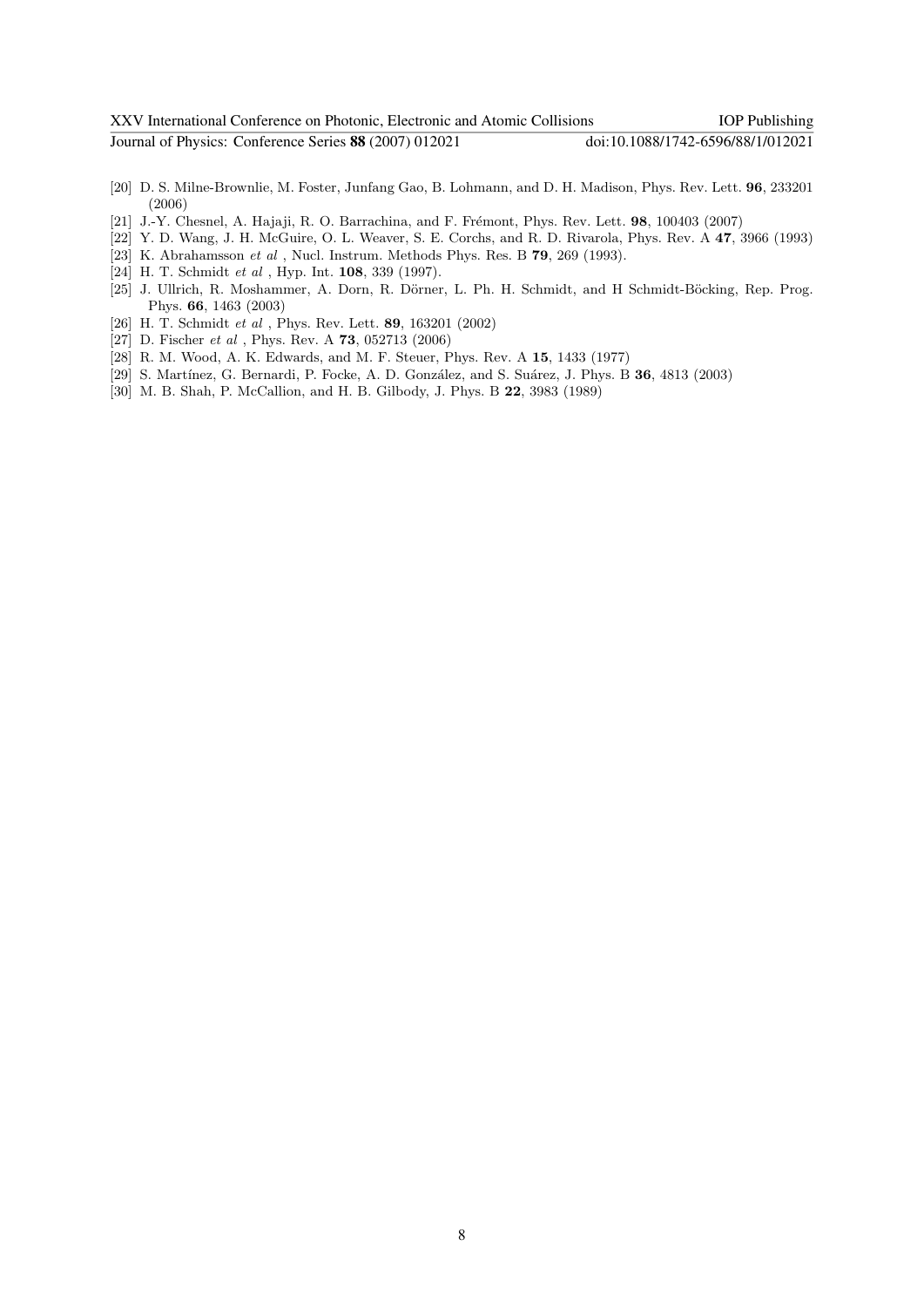[20] D. S. Milne-Brownlie, M. Foster, Junfang Gao, B. Lohmann, and D. H. Madison, Phys. Rev. Lett. **96**, 233201 (2006)

[21] J.-Y. Chesnel, A. Hajaji, R. O. Barrachina, and F. Frémont, Phys. Rev. Lett. **98**, 100403 (2007)

[22] Y. D. Wang, J. H. McGuire, O. L. Weaver, S. E. Corchs, and R. D. Rivarola, Phys. Rev. A **47**, 3966 (1993)

[23] K. Abrahamsson *et al* , Nucl. Instrum. Methods Phys. Res. B **79**, 269 (1993).

[24] H. T. Schmidt *et al* , Hyp. Int. **108**, 339 (1997).

[25] J. Ullrich, R. Moshammer, A. Dorn, R. Dörner, L. Ph. H. Schmidt, and H Schmidt-Böcking, Rep. Prog. Phys. **66**, 1463 (2003)

[26] H. T. Schmidt *et al* , Phys. Rev. Lett. **89**, 163201 (2002)

[27] D. Fischer *et al* , Phys. Rev. A **73**, 052713 (2006)

[28] R. M. Wood, A. K. Edwards, and M. F. Steuer, Phys. Rev. A **15**, 1433 (1977)

[29] S. Martínez, G. Bernardi, P. Focke, A. D. González, and S. Suárez, J. Phys. B **36**, 4813 (2003)

[30] M. B. Shah, P. McCallion, and H. B. Gilbody, J. Phys. B **22**, 3983 (1989)